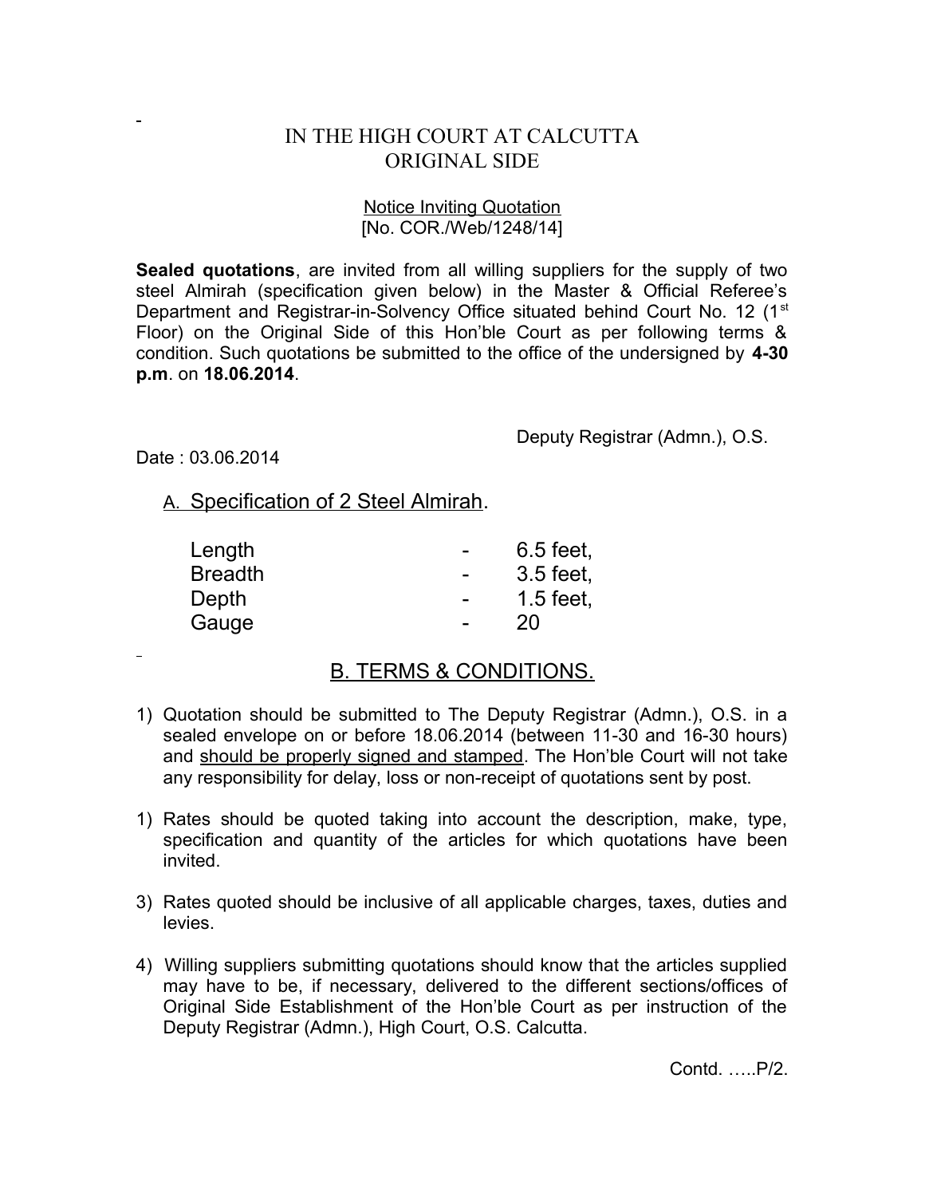# IN THE HIGH COURT AT CALCUTTA
## ORIGINAL SIDE

Notice Inviting Quotation
[No. COR./Web/1248/14]

**Sealed quotations**, are invited from all willing suppliers for the supply of two steel Almirah (specification given below) in the Master & Official Referee's Department and Registrar-in-Solvency Office situated behind Court No. 12 (1st Floor) on the Original Side of this Hon'ble Court as per following terms & condition. Such quotations be submitted to the office of the undersigned by **4-30 p.m**. on **18.06.2014**.

Deputy Registrar (Admn.), O.S.

Date : 03.06.2014

### A. Specification of 2 Steel Almirah.

| | | |
|---|---|---|
| Length | - | 6.5 feet, |
| Breadth | - | 3.5 feet, |
| Depth | - | 1.5 feet, |
| Gauge | - | 20 |

### B. TERMS & CONDITIONS.

1) Quotation should be submitted to The Deputy Registrar (Admn.), O.S. in a sealed envelope on or before 18.06.2014 (between 11-30 and 16-30 hours) and should be properly signed and stamped. The Hon'ble Court will not take any responsibility for delay, loss or non-receipt of quotations sent by post.

1) Rates should be quoted taking into account the description, make, type, specification and quantity of the articles for which quotations have been invited.

3) Rates quoted should be inclusive of all applicable charges, taxes, duties and levies.

4) Willing suppliers submitting quotations should know that the articles supplied may have to be, if necessary, delivered to the different sections/offices of Original Side Establishment of the Hon'ble Court as per instruction of the Deputy Registrar (Admn.), High Court, O.S. Calcutta.

Contd. …..P/2.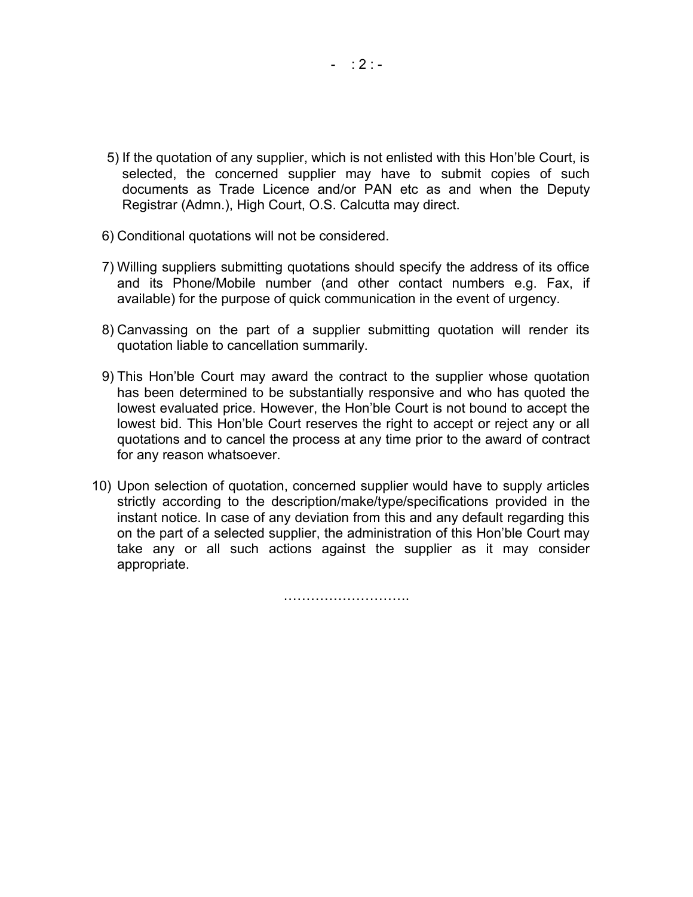5) If the quotation of any supplier, which is not enlisted with this Hon'ble Court, is selected, the concerned supplier may have to submit copies of such documents as Trade Licence and/or PAN etc as and when the Deputy Registrar (Admn.), High Court, O.S. Calcutta may direct.

6) Conditional quotations will not be considered.

7) Willing suppliers submitting quotations should specify the address of its office and its Phone/Mobile number (and other contact numbers e.g. Fax, if available) for the purpose of quick communication in the event of urgency.

8) Canvassing on the part of a supplier submitting quotation will render its quotation liable to cancellation summarily.

9) This Hon'ble Court may award the contract to the supplier whose quotation has been determined to be substantially responsive and who has quoted the lowest evaluated price. However, the Hon'ble Court is not bound to accept the lowest bid. This Hon'ble Court reserves the right to accept or reject any or all quotations and to cancel the process at any time prior to the award of contract for any reason whatsoever.

10) Upon selection of quotation, concerned supplier would have to supply articles strictly according to the description/make/type/specifications provided in the instant notice. In case of any deviation from this and any default regarding this on the part of a selected supplier, the administration of this Hon'ble Court may take any or all such actions against the supplier as it may consider appropriate.

……………………….